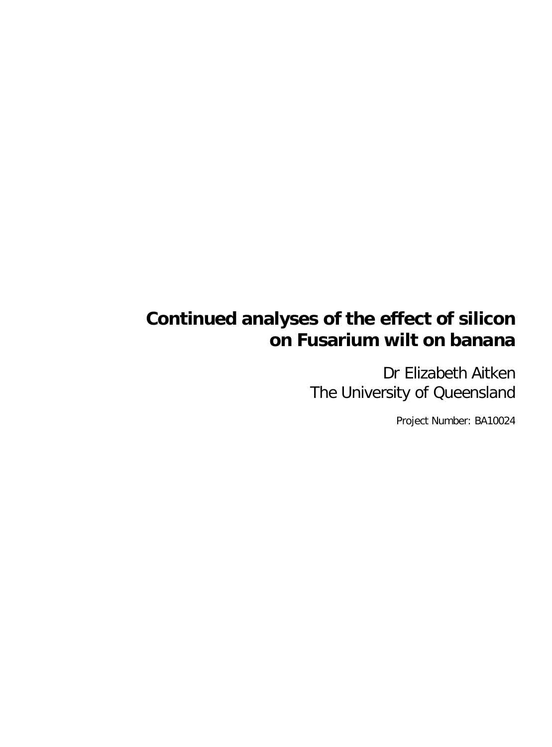# Continued analyses of the effect of silicon on Fusarium wilt on banana

Dr Elizabeth Aitken
The University of Queensland

Project Number: BA10024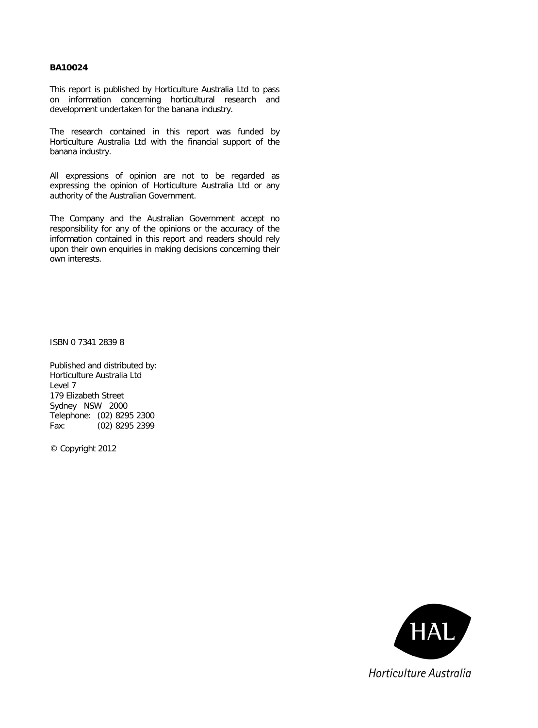**BA10024**

This report is published by Horticulture Australia Ltd to pass on information concerning horticultural research and development undertaken for the banana industry.

The research contained in this report was funded by Horticulture Australia Ltd with the financial support of the banana industry.

All expressions of opinion are not to be regarded as expressing the opinion of Horticulture Australia Ltd or any authority of the Australian Government.

The Company and the Australian Government accept no responsibility for any of the opinions or the accuracy of the information contained in this report and readers should rely upon their own enquiries in making decisions concerning their own interests.

ISBN 0 7341 2839 8

Published and distributed by:
Horticulture Australia Ltd
Level 7
179 Elizabeth Street
Sydney NSW 2000
Telephone: (02) 8295 2300
Fax: (02) 8295 2399

© Copyright 2012

HAL
Horticulture Australia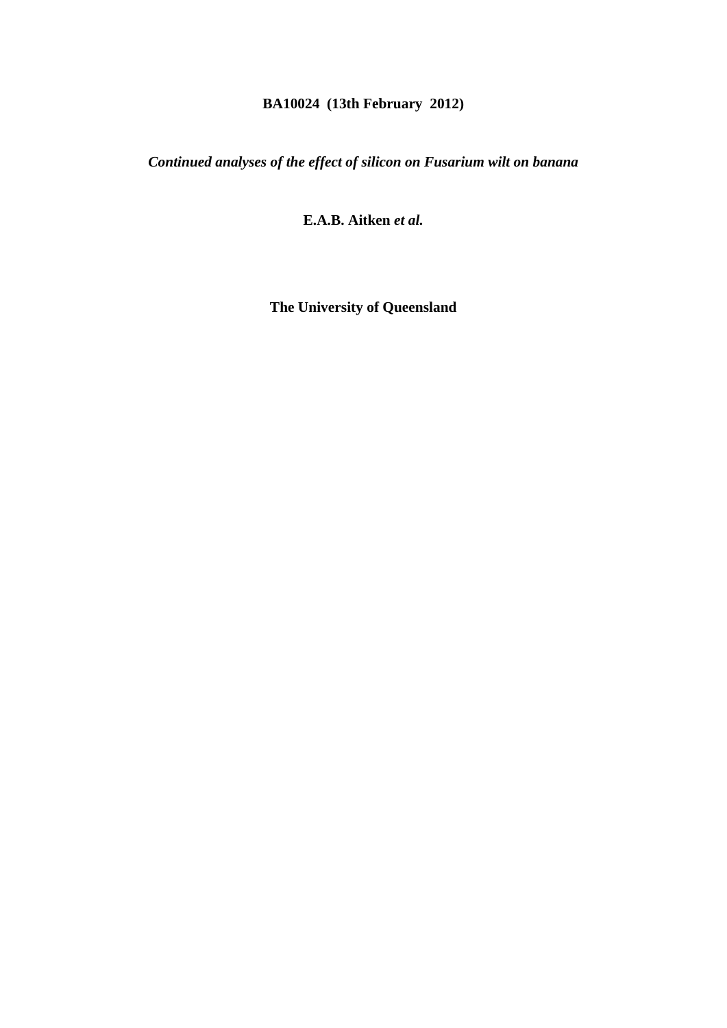**BA10024 (13th February 2012)**

***Continued analyses of the effect of silicon on Fusarium wilt on banana***

**E.A.B. Aitken** ***et al.***

**The University of Queensland**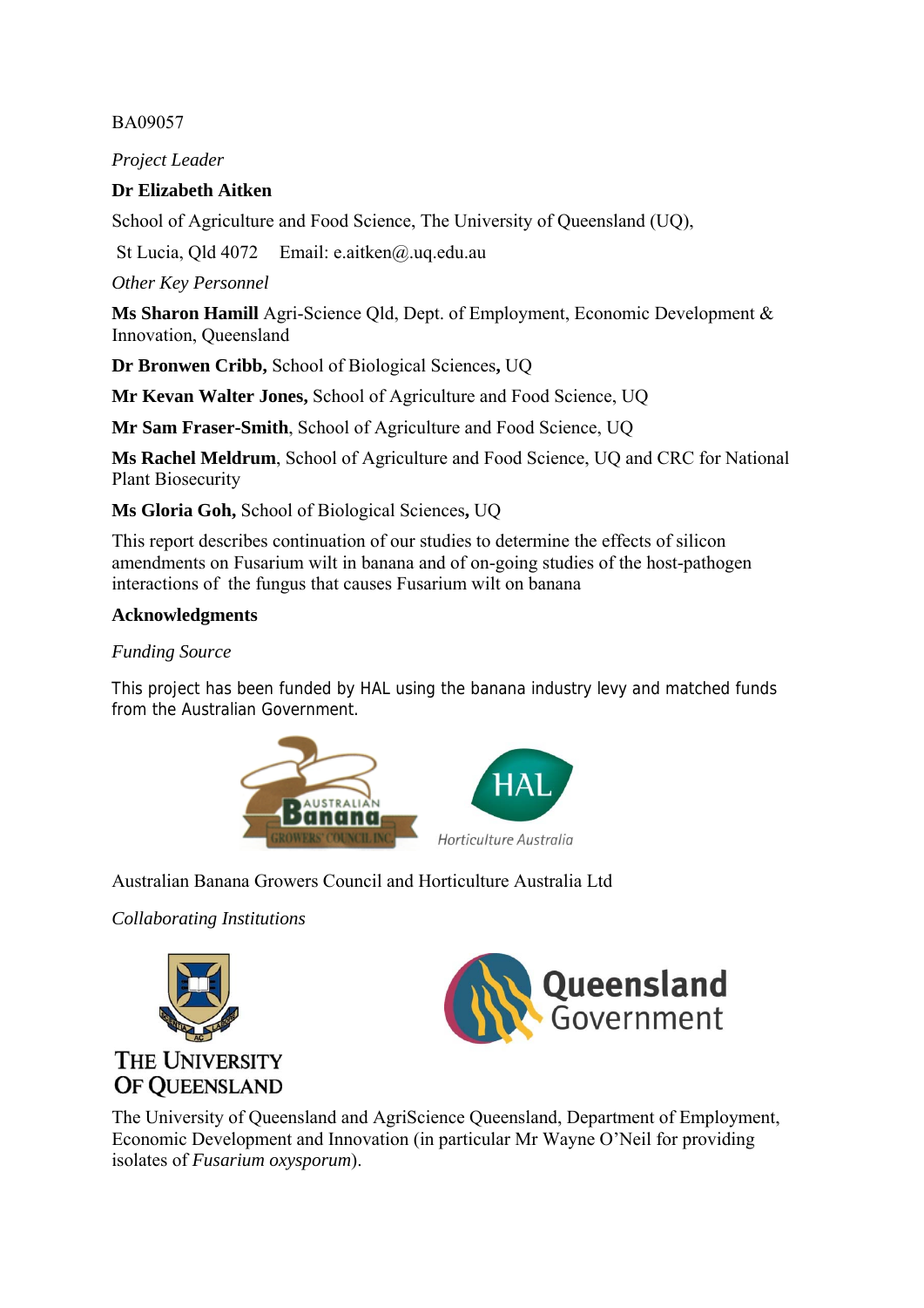BA09057

*Project Leader*

**Dr Elizabeth Aitken**

School of Agriculture and Food Science, The University of Queensland (UQ),

St Lucia, Qld 4072 Email: e.aitken@.uq.edu.au

*Other Key Personnel*

**Ms Sharon Hamill** Agri-Science Qld, Dept. of Employment, Economic Development & Innovation, Queensland

**Dr Bronwen Cribb,** School of Biological Sciences**,** UQ

**Mr Kevan Walter Jones,** School of Agriculture and Food Science, UQ

**Mr Sam Fraser-Smith**, School of Agriculture and Food Science, UQ

**Ms Rachel Meldrum**, School of Agriculture and Food Science, UQ and CRC for National Plant Biosecurity

**Ms Gloria Goh,** School of Biological Sciences**,** UQ

This report describes continuation of our studies to determine the effects of silicon amendments on Fusarium wilt in banana and of on-going studies of the host-pathogen interactions of the fungus that causes Fusarium wilt on banana

**Acknowledgments**

*Funding Source*

This project has been funded by HAL using the banana industry levy and matched funds from the Australian Government.

Australian Banana Growers Council and Horticulture Australia Ltd

*Collaborating Institutions*

The University of Queensland and AgriScience Queensland, Department of Employment, Economic Development and Innovation (in particular Mr Wayne O'Neil for providing isolates of *Fusarium oxysporum*).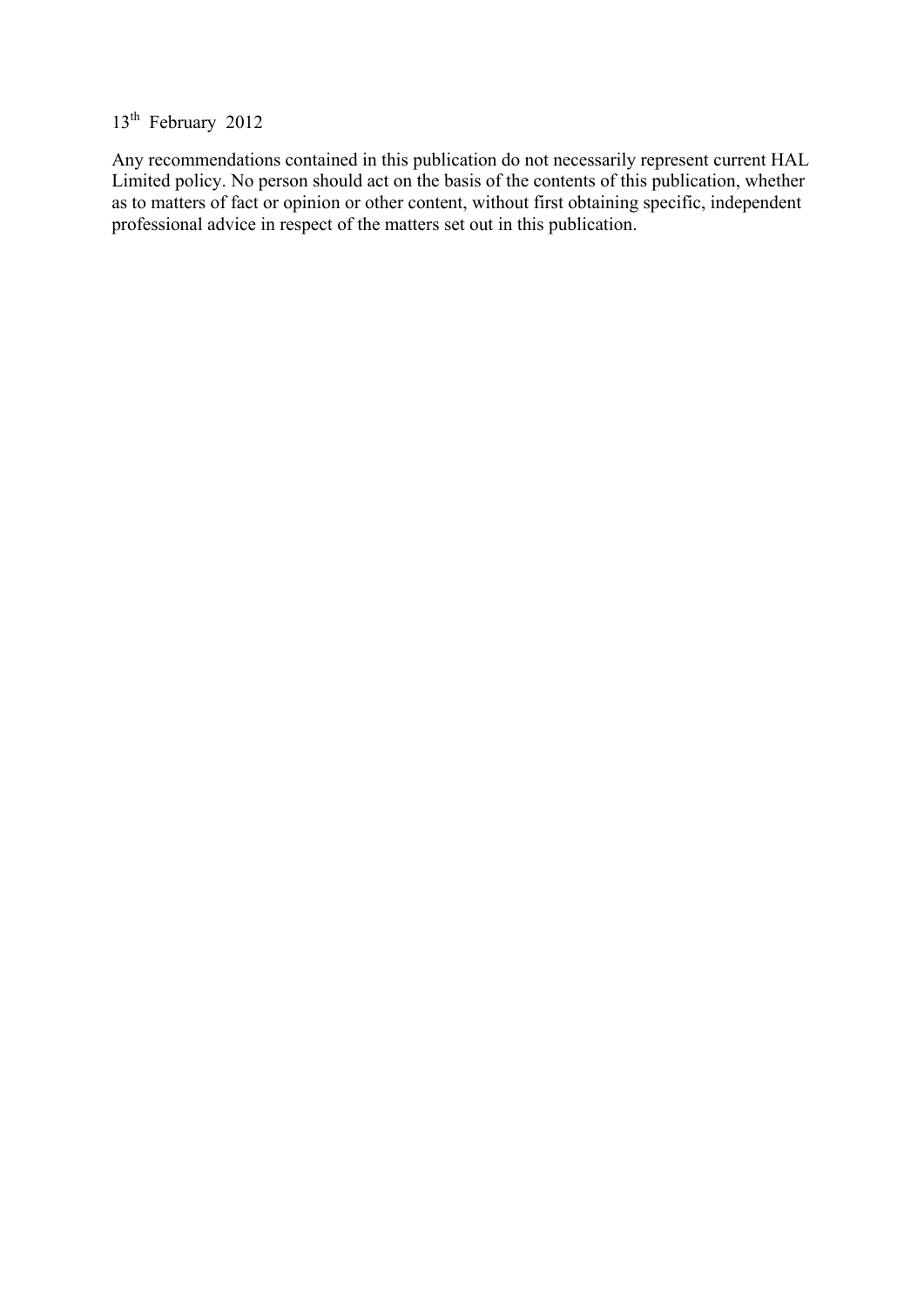13th February 2012

Any recommendations contained in this publication do not necessarily represent current HAL Limited policy. No person should act on the basis of the contents of this publication, whether as to matters of fact or opinion or other content, without first obtaining specific, independent professional advice in respect of the matters set out in this publication.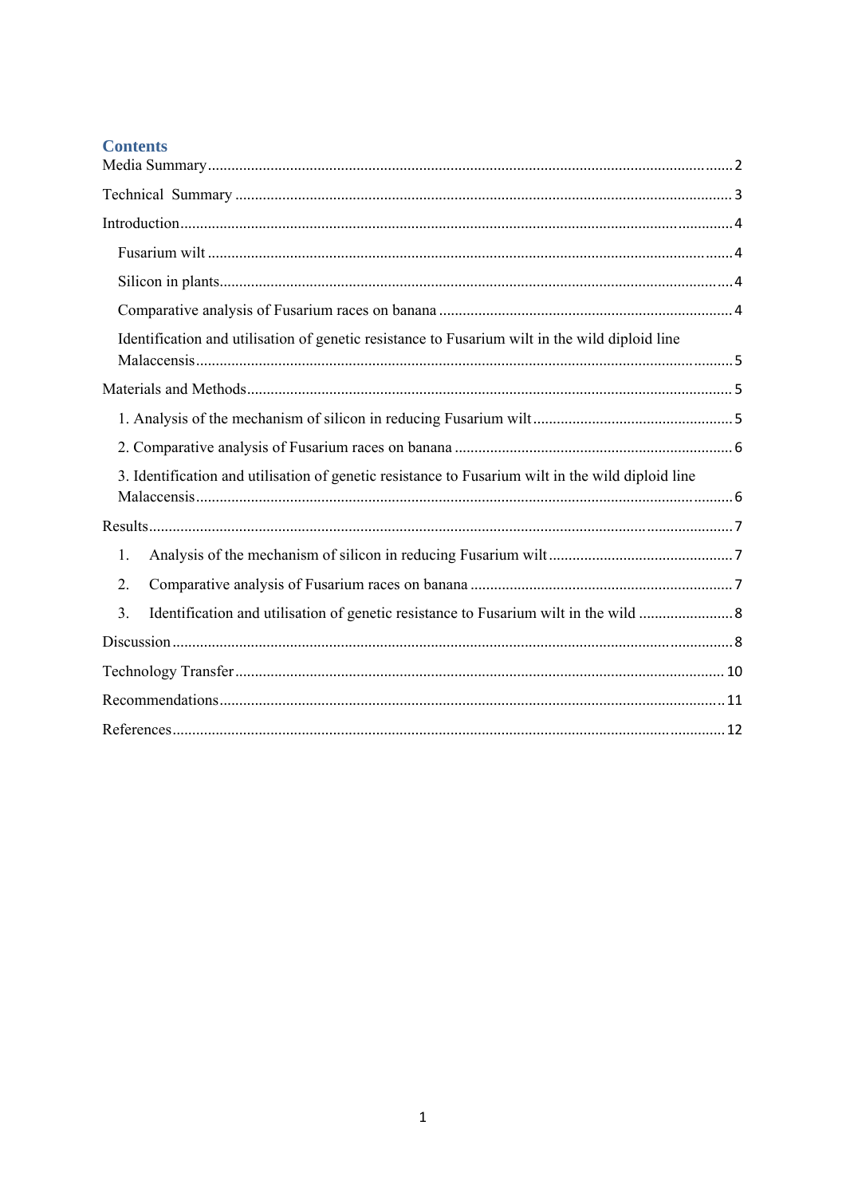## Contents

Media Summary .................... 2

Technical Summary .................... 3

Introduction .................... 4

- Fusarium wilt .................... 4
- Silicon in plants .................... 4
- Comparative analysis of Fusarium races on banana .................... 4
- Identification and utilisation of genetic resistance to Fusarium wilt in the wild diploid line Malaccensis .................... 5

Materials and Methods .................... 5

- 1. Analysis of the mechanism of silicon in reducing Fusarium wilt .................... 5
- 2. Comparative analysis of Fusarium races on banana .................... 6
- 3. Identification and utilisation of genetic resistance to Fusarium wilt in the wild diploid line Malaccensis .................... 6

Results .................... 7

1. Analysis of the mechanism of silicon in reducing Fusarium wilt .................... 7
2. Comparative analysis of Fusarium races on banana .................... 7
3. Identification and utilisation of genetic resistance to Fusarium wilt in the wild .................... 8

Discussion .................... 8

Technology Transfer .................... 10

Recommendations .................... 11

References .................... 12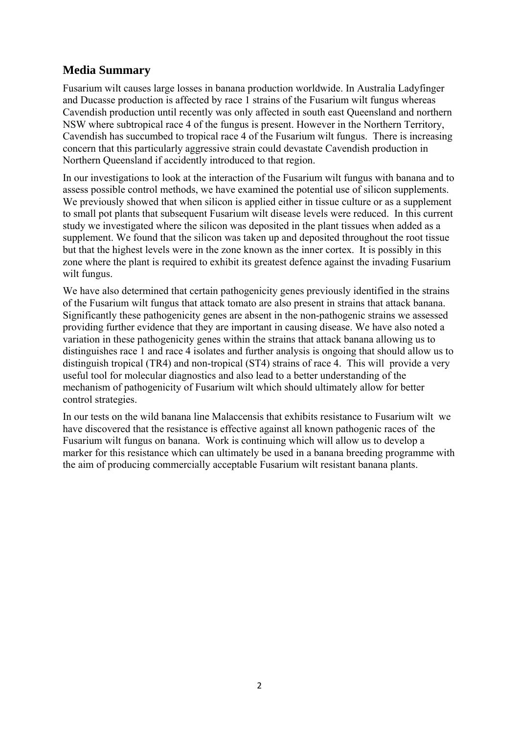## Media Summary

Fusarium wilt causes large losses in banana production worldwide. In Australia Ladyfinger and Ducasse production is affected by race 1 strains of the Fusarium wilt fungus whereas Cavendish production until recently was only affected in south east Queensland and northern NSW where subtropical race 4 of the fungus is present. However in the Northern Territory, Cavendish has succumbed to tropical race 4 of the Fusarium wilt fungus. There is increasing concern that this particularly aggressive strain could devastate Cavendish production in Northern Queensland if accidently introduced to that region.

In our investigations to look at the interaction of the Fusarium wilt fungus with banana and to assess possible control methods, we have examined the potential use of silicon supplements. We previously showed that when silicon is applied either in tissue culture or as a supplement to small pot plants that subsequent Fusarium wilt disease levels were reduced. In this current study we investigated where the silicon was deposited in the plant tissues when added as a supplement. We found that the silicon was taken up and deposited throughout the root tissue but that the highest levels were in the zone known as the inner cortex. It is possibly in this zone where the plant is required to exhibit its greatest defence against the invading Fusarium wilt fungus.

We have also determined that certain pathogenicity genes previously identified in the strains of the Fusarium wilt fungus that attack tomato are also present in strains that attack banana. Significantly these pathogenicity genes are absent in the non-pathogenic strains we assessed providing further evidence that they are important in causing disease. We have also noted a variation in these pathogenicity genes within the strains that attack banana allowing us to distinguishes race 1 and race 4 isolates and further analysis is ongoing that should allow us to distinguish tropical (TR4) and non-tropical (ST4) strains of race 4. This will provide a very useful tool for molecular diagnostics and also lead to a better understanding of the mechanism of pathogenicity of Fusarium wilt which should ultimately allow for better control strategies.

In our tests on the wild banana line Malaccensis that exhibits resistance to Fusarium wilt we have discovered that the resistance is effective against all known pathogenic races of the Fusarium wilt fungus on banana. Work is continuing which will allow us to develop a marker for this resistance which can ultimately be used in a banana breeding programme with the aim of producing commercially acceptable Fusarium wilt resistant banana plants.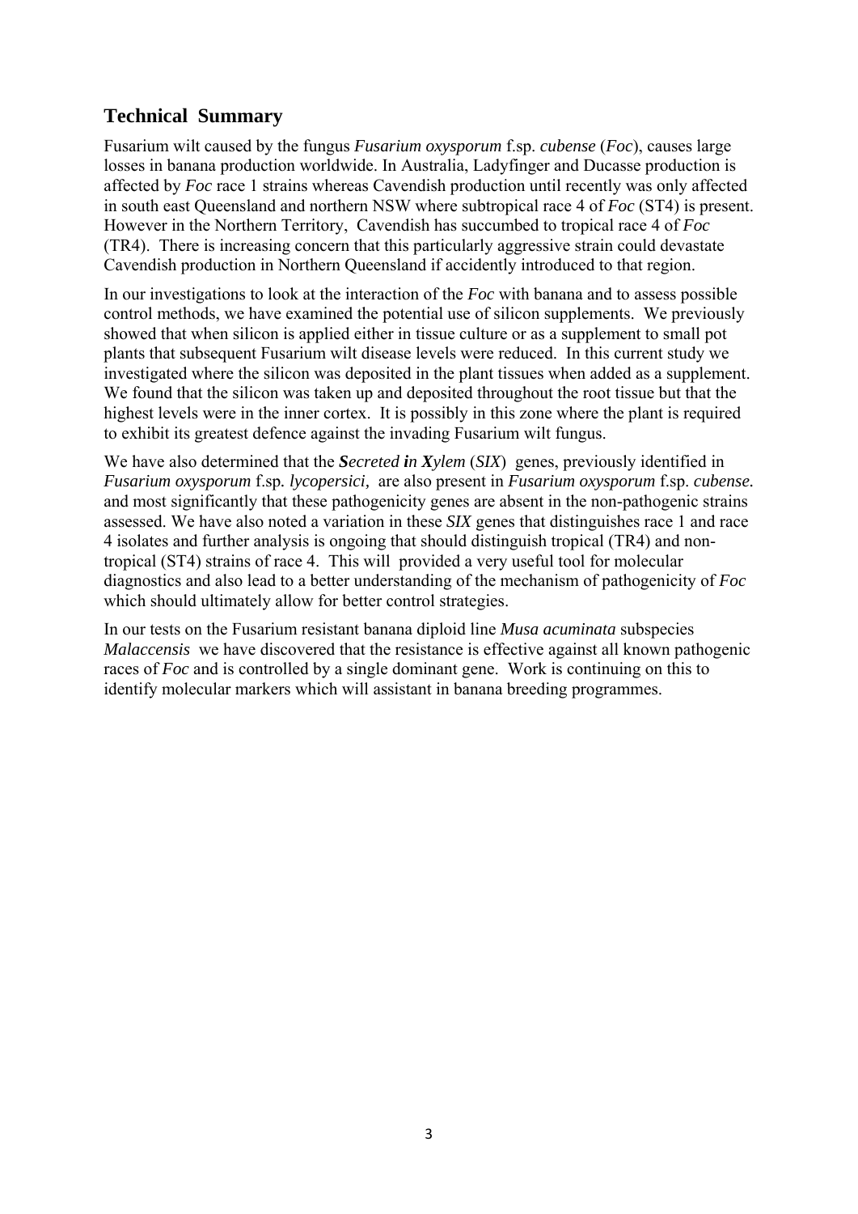## Technical Summary

Fusarium wilt caused by the fungus *Fusarium oxysporum* f.sp. *cubense* (*Foc*), causes large losses in banana production worldwide. In Australia, Ladyfinger and Ducasse production is affected by *Foc* race 1 strains whereas Cavendish production until recently was only affected in south east Queensland and northern NSW where subtropical race 4 of *Foc* (ST4) is present. However in the Northern Territory, Cavendish has succumbed to tropical race 4 of *Foc* (TR4). There is increasing concern that this particularly aggressive strain could devastate Cavendish production in Northern Queensland if accidently introduced to that region.

In our investigations to look at the interaction of the *Foc* with banana and to assess possible control methods, we have examined the potential use of silicon supplements. We previously showed that when silicon is applied either in tissue culture or as a supplement to small pot plants that subsequent Fusarium wilt disease levels were reduced. In this current study we investigated where the silicon was deposited in the plant tissues when added as a supplement. We found that the silicon was taken up and deposited throughout the root tissue but that the highest levels were in the inner cortex. It is possibly in this zone where the plant is required to exhibit its greatest defence against the invading Fusarium wilt fungus.

We have also determined that the ***S**ecreted **i**n **X**ylem* (*SIX*) genes, previously identified in *Fusarium oxysporum* f.sp. *lycopersici,* are also present in *Fusarium oxysporum* f.sp. *cubense.* and most significantly that these pathogenicity genes are absent in the non-pathogenic strains assessed. We have also noted a variation in these *SIX* genes that distinguishes race 1 and race 4 isolates and further analysis is ongoing that should distinguish tropical (TR4) and non-tropical (ST4) strains of race 4. This will provided a very useful tool for molecular diagnostics and also lead to a better understanding of the mechanism of pathogenicity of *Foc* which should ultimately allow for better control strategies.

In our tests on the Fusarium resistant banana diploid line *Musa acuminata* subspecies *Malaccensis* we have discovered that the resistance is effective against all known pathogenic races of *Foc* and is controlled by a single dominant gene. Work is continuing on this to identify molecular markers which will assistant in banana breeding programmes.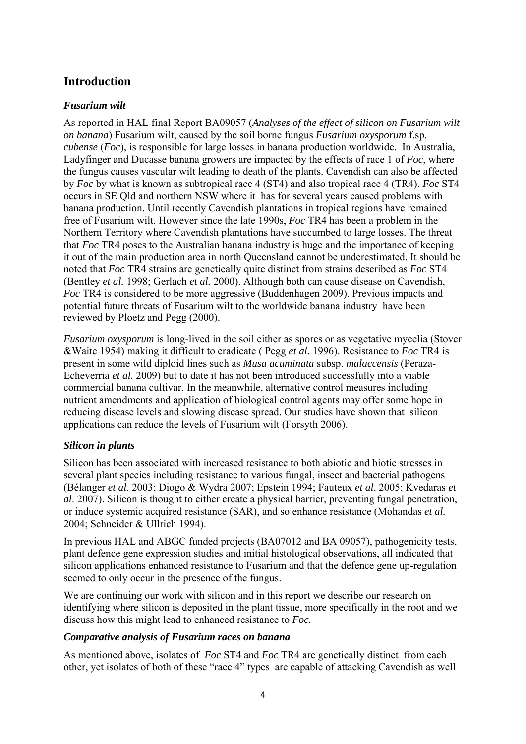## Introduction

### *Fusarium wilt*

As reported in HAL final Report BA09057 (*Analyses of the effect of silicon on Fusarium wilt on banana*) Fusarium wilt, caused by the soil borne fungus *Fusarium oxysporum* f.sp. *cubense* (*Foc*), is responsible for large losses in banana production worldwide. In Australia, Ladyfinger and Ducasse banana growers are impacted by the effects of race 1 of *Foc*, where the fungus causes vascular wilt leading to death of the plants. Cavendish can also be affected by *Foc* by what is known as subtropical race 4 (ST4) and also tropical race 4 (TR4). *Foc* ST4 occurs in SE Qld and northern NSW where it has for several years caused problems with banana production. Until recently Cavendish plantations in tropical regions have remained free of Fusarium wilt. However since the late 1990s, *Foc* TR4 has been a problem in the Northern Territory where Cavendish plantations have succumbed to large losses. The threat that *Foc* TR4 poses to the Australian banana industry is huge and the importance of keeping it out of the main production area in north Queensland cannot be underestimated. It should be noted that *Foc* TR4 strains are genetically quite distinct from strains described as *Foc* ST4 (Bentley *et al.* 1998; Gerlach *et al.* 2000). Although both can cause disease on Cavendish, *Foc* TR4 is considered to be more aggressive (Buddenhagen 2009). Previous impacts and potential future threats of Fusarium wilt to the worldwide banana industry have been reviewed by Ploetz and Pegg (2000).

*Fusarium oxysporum* is long-lived in the soil either as spores or as vegetative mycelia (Stover &Waite 1954) making it difficult to eradicate ( Pegg *et al.* 1996). Resistance to *Foc* TR4 is present in some wild diploid lines such as *Musa acuminata* subsp. *malaccensis* (Peraza-Echeverria *et al.* 2009) but to date it has not been introduced successfully into a viable commercial banana cultivar. In the meanwhile, alternative control measures including nutrient amendments and application of biological control agents may offer some hope in reducing disease levels and slowing disease spread. Our studies have shown that silicon applications can reduce the levels of Fusarium wilt (Forsyth 2006).

### *Silicon in plants*

Silicon has been associated with increased resistance to both abiotic and biotic stresses in several plant species including resistance to various fungal, insect and bacterial pathogens (Bélanger *et al*. 2003; Diogo & Wydra 2007; Epstein 1994; Fauteux *et al*. 2005; Kvedaras *et al*. 2007). Silicon is thought to either create a physical barrier, preventing fungal penetration, or induce systemic acquired resistance (SAR), and so enhance resistance (Mohandas *et al.* 2004; Schneider & Ullrich 1994).

In previous HAL and ABGC funded projects (BA07012 and BA 09057), pathogenicity tests, plant defence gene expression studies and initial histological observations, all indicated that silicon applications enhanced resistance to Fusarium and that the defence gene up-regulation seemed to only occur in the presence of the fungus.

We are continuing our work with silicon and in this report we describe our research on identifying where silicon is deposited in the plant tissue, more specifically in the root and we discuss how this might lead to enhanced resistance to *Foc.*

### *Comparative analysis of Fusarium races on banana*

As mentioned above, isolates of *Foc* ST4 and *Foc* TR4 are genetically distinct from each other, yet isolates of both of these "race 4" types are capable of attacking Cavendish as well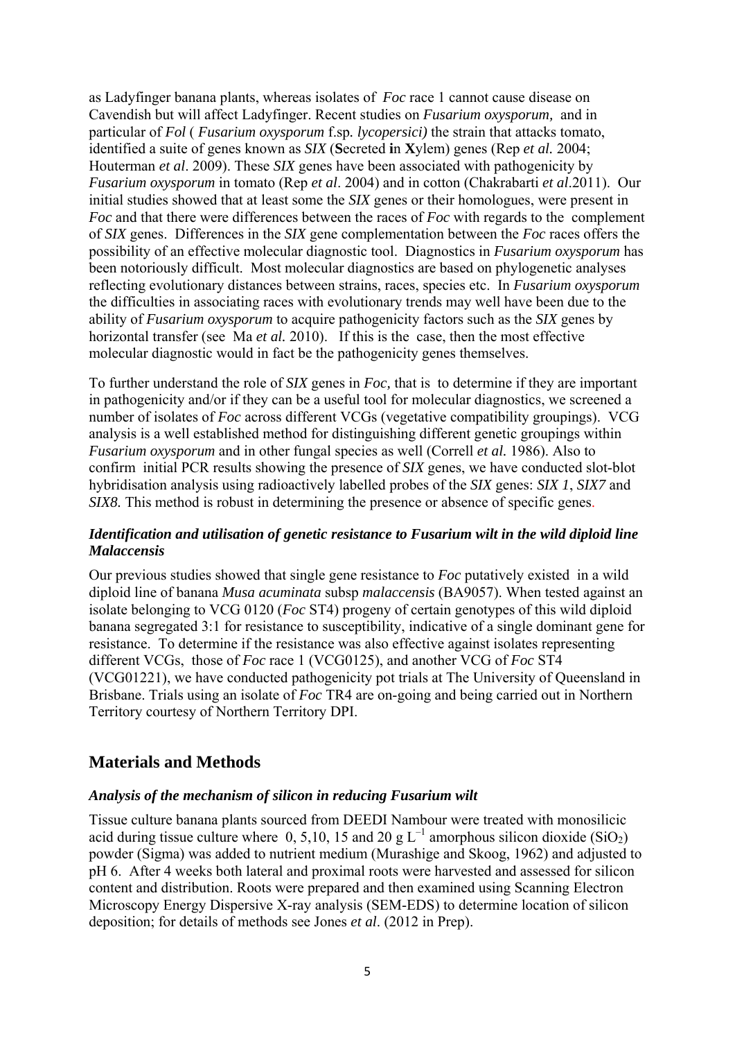as Ladyfinger banana plants, whereas isolates of *Foc* race 1 cannot cause disease on Cavendish but will affect Ladyfinger. Recent studies on *Fusarium oxysporum,* and in particular of *Fol* ( *Fusarium oxysporum* f.sp. *lycopersici)* the strain that attacks tomato, identified a suite of genes known as *SIX* (**S**ecreted **i**n **X**ylem) genes (Rep *et al.* 2004; Houterman *et al*. 2009). These *SIX* genes have been associated with pathogenicity by *Fusarium oxysporum* in tomato (Rep *et al*. 2004) and in cotton (Chakrabarti *et al*.2011). Our initial studies showed that at least some the *SIX* genes or their homologues, were present in *Foc* and that there were differences between the races of *Foc* with regards to the complement of *SIX* genes. Differences in the *SIX* gene complementation between the *Foc* races offers the possibility of an effective molecular diagnostic tool. Diagnostics in *Fusarium oxysporum* has been notoriously difficult. Most molecular diagnostics are based on phylogenetic analyses reflecting evolutionary distances between strains, races, species etc. In *Fusarium oxysporum* the difficulties in associating races with evolutionary trends may well have been due to the ability of *Fusarium oxysporum* to acquire pathogenicity factors such as the *SIX* genes by horizontal transfer (see Ma *et al.* 2010). If this is the case, then the most effective molecular diagnostic would in fact be the pathogenicity genes themselves.

To further understand the role of *SIX* genes in *Foc,* that is to determine if they are important in pathogenicity and/or if they can be a useful tool for molecular diagnostics, we screened a number of isolates of *Foc* across different VCGs (vegetative compatibility groupings). VCG analysis is a well established method for distinguishing different genetic groupings within *Fusarium oxysporum* and in other fungal species as well (Correll *et al.* 1986). Also to confirm initial PCR results showing the presence of *SIX* genes, we have conducted slot-blot hybridisation analysis using radioactively labelled probes of the *SIX* genes: *SIX 1*, *SIX7* and *SIX8.* This method is robust in determining the presence or absence of specific genes.

### *Identification and utilisation of genetic resistance to Fusarium wilt in the wild diploid line Malaccensis*

Our previous studies showed that single gene resistance to *Foc* putatively existed in a wild diploid line of banana *Musa acuminata* subsp *malaccensis* (BA9057). When tested against an isolate belonging to VCG 0120 (*Foc* ST4) progeny of certain genotypes of this wild diploid banana segregated 3:1 for resistance to susceptibility, indicative of a single dominant gene for resistance. To determine if the resistance was also effective against isolates representing different VCGs, those of *Foc* race 1 (VCG0125), and another VCG of *Foc* ST4 (VCG01221), we have conducted pathogenicity pot trials at The University of Queensland in Brisbane. Trials using an isolate of *Foc* TR4 are on-going and being carried out in Northern Territory courtesy of Northern Territory DPI.

## Materials and Methods

### *Analysis of the mechanism of silicon in reducing Fusarium wilt*

Tissue culture banana plants sourced from DEEDI Nambour were treated with monosilicic acid during tissue culture where 0, 5,10, 15 and 20 g $L^{-1}$ amorphous silicon dioxide ($SiO_2$) powder (Sigma) was added to nutrient medium (Murashige and Skoog, 1962) and adjusted to pH 6. After 4 weeks both lateral and proximal roots were harvested and assessed for silicon content and distribution. Roots were prepared and then examined using Scanning Electron Microscopy Energy Dispersive X-ray analysis (SEM-EDS) to determine location of silicon deposition; for details of methods see Jones *et al*. (2012 in Prep).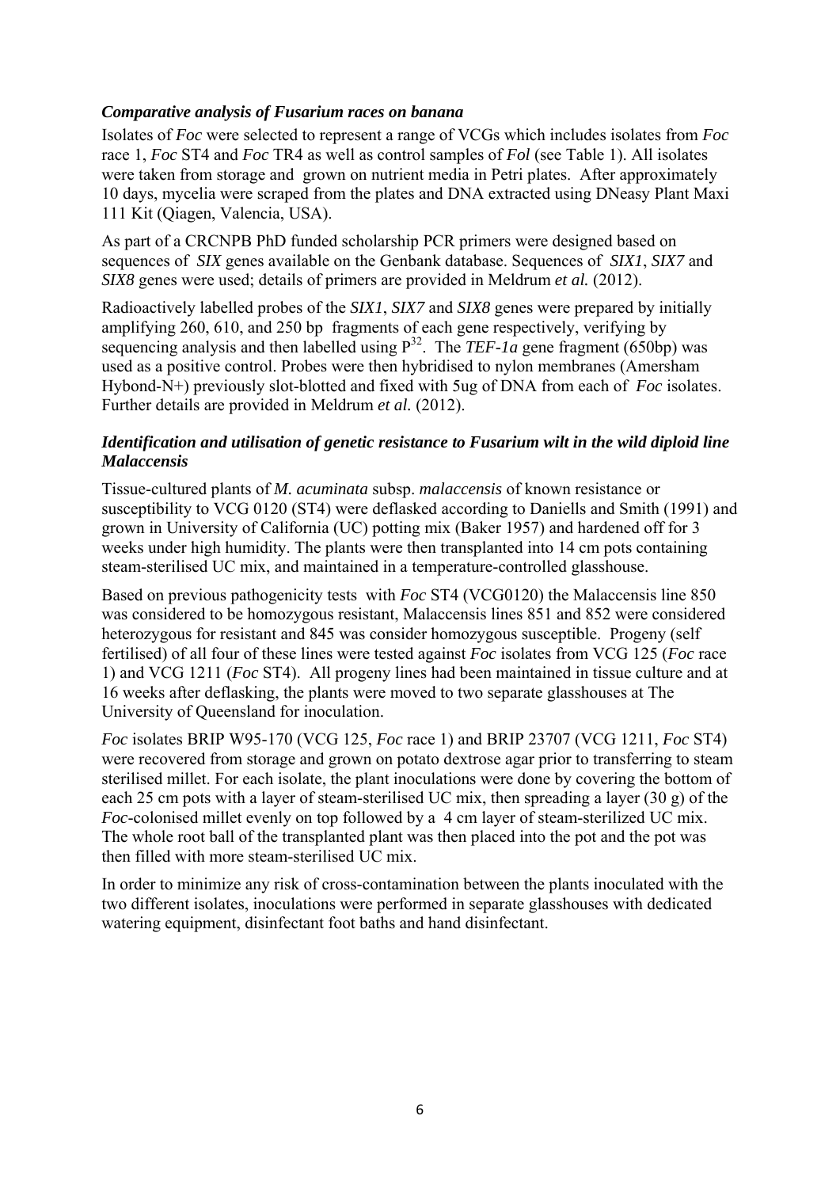### *Comparative analysis of Fusarium races on banana*

Isolates of *Foc* were selected to represent a range of VCGs which includes isolates from *Foc* race 1, *Foc* ST4 and *Foc* TR4 as well as control samples of *Fol* (see Table 1). All isolates were taken from storage and grown on nutrient media in Petri plates. After approximately 10 days, mycelia were scraped from the plates and DNA extracted using DNeasy Plant Maxi 111 Kit (Qiagen, Valencia, USA).

As part of a CRCNPB PhD funded scholarship PCR primers were designed based on sequences of *SIX* genes available on the Genbank database. Sequences of *SIX1*, *SIX7* and *SIX8* genes were used; details of primers are provided in Meldrum *et al.* (2012).

Radioactively labelled probes of the *SIX1*, *SIX7* and *SIX8* genes were prepared by initially amplifying 260, 610, and 250 bp fragments of each gene respectively, verifying by sequencing analysis and then labelled using $P^{32}$. The *TEF-1a* gene fragment (650bp) was used as a positive control. Probes were then hybridised to nylon membranes (Amersham Hybond-N+) previously slot-blotted and fixed with 5ug of DNA from each of *Foc* isolates. Further details are provided in Meldrum *et al.* (2012).

### *Identification and utilisation of genetic resistance to Fusarium wilt in the wild diploid line Malaccensis*

Tissue-cultured plants of *M. acuminata* subsp. *malaccensis* of known resistance or susceptibility to VCG 0120 (ST4) were deflasked according to Daniells and Smith (1991) and grown in University of California (UC) potting mix (Baker 1957) and hardened off for 3 weeks under high humidity. The plants were then transplanted into 14 cm pots containing steam-sterilised UC mix, and maintained in a temperature-controlled glasshouse.

Based on previous pathogenicity tests with *Foc* ST4 (VCG0120) the Malaccensis line 850 was considered to be homozygous resistant, Malaccensis lines 851 and 852 were considered heterozygous for resistant and 845 was consider homozygous susceptible. Progeny (self fertilised) of all four of these lines were tested against *Foc* isolates from VCG 125 (*Foc* race 1) and VCG 1211 (*Foc* ST4). All progeny lines had been maintained in tissue culture and at 16 weeks after deflasking, the plants were moved to two separate glasshouses at The University of Queensland for inoculation.

*Foc* isolates BRIP W95-170 (VCG 125, *Foc* race 1) and BRIP 23707 (VCG 1211, *Foc* ST4) were recovered from storage and grown on potato dextrose agar prior to transferring to steam sterilised millet. For each isolate, the plant inoculations were done by covering the bottom of each 25 cm pots with a layer of steam-sterilised UC mix, then spreading a layer (30 g) of the *Foc*-colonised millet evenly on top followed by a 4 cm layer of steam-sterilized UC mix. The whole root ball of the transplanted plant was then placed into the pot and the pot was then filled with more steam-sterilised UC mix.

In order to minimize any risk of cross-contamination between the plants inoculated with the two different isolates, inoculations were performed in separate glasshouses with dedicated watering equipment, disinfectant foot baths and hand disinfectant.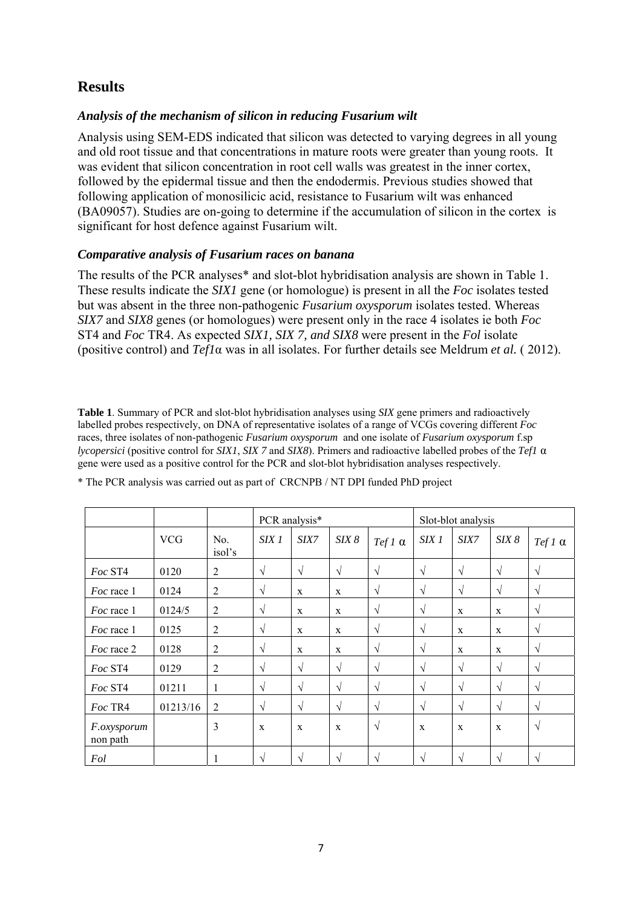## Results

### *Analysis of the mechanism of silicon in reducing Fusarium wilt*

Analysis using SEM-EDS indicated that silicon was detected to varying degrees in all young and old root tissue and that concentrations in mature roots were greater than young roots. It was evident that silicon concentration in root cell walls was greatest in the inner cortex, followed by the epidermal tissue and then the endodermis. Previous studies showed that following application of monosilicic acid, resistance to Fusarium wilt was enhanced (BA09057). Studies are on-going to determine if the accumulation of silicon in the cortex is significant for host defence against Fusarium wilt.

### *Comparative analysis of Fusarium races on banana*

The results of the PCR analyses* and slot-blot hybridisation analysis are shown in Table 1. These results indicate the *SIX1* gene (or homologue) is present in all the *Foc* isolates tested but was absent in the three non-pathogenic *Fusarium oxysporum* isolates tested. Whereas *SIX7* and *SIX8* genes (or homologues) were present only in the race 4 isolates ie both *Foc* ST4 and *Foc* TR4. As expected *SIX1, SIX 7, and SIX8* were present in the *Fol* isolate (positive control) and *Tef1*α was in all isolates. For further details see Meldrum *et al.* ( 2012).

**Table 1**. Summary of PCR and slot-blot hybridisation analyses using *SIX* gene primers and radioactively labelled probes respectively, on DNA of representative isolates of a range of VCGs covering different *Foc* races, three isolates of non-pathogenic *Fusarium oxysporum* and one isolate of *Fusarium oxysporum* f.sp *lycopersici* (positive control for *SIX1*, *SIX 7* and *SIX8*). Primers and radioactive labelled probes of the *Tef1* α gene were used as a positive control for the PCR and slot-blot hybridisation analyses respectively.

\* The PCR analysis was carried out as part of CRCNPB / NT DPI funded PhD project

| | | | PCR analysis* | | | | Slot-blot analysis | | | |
|---|---|---|---|---|---|---|---|---|---|---|
| | VCG | No. isol's | *SIX 1* | *SIX7* | *SIX 8* | *Tef 1* α | *SIX 1* | *SIX7* | *SIX 8* | *Tef 1* α |
| *Foc* ST4 | 0120 | 2 | √ | √ | √ | √ | √ | √ | √ | √ |
| *Foc* race 1 | 0124 | 2 | √ | x | x | √ | √ | √ | √ | √ |
| *Foc* race 1 | 0124/5 | 2 | √ | x | x | √ | √ | x | x | √ |
| *Foc* race 1 | 0125 | 2 | √ | x | x | √ | √ | x | x | √ |
| *Foc* race 2 | 0128 | 2 | √ | x | x | √ | √ | x | x | √ |
| *Foc* ST4 | 0129 | 2 | √ | √ | √ | √ | √ | √ | √ | √ |
| *Foc* ST4 | 01211 | 1 | √ | √ | √ | √ | √ | √ | √ | √ |
| *Foc* TR4 | 01213/16 | 2 | √ | √ | √ | √ | √ | √ | √ | √ |
| *F.oxysporum* non path | | 3 | x | x | x | √ | x | x | x | √ |
| *Fol* | | 1 | √ | √ | √ | √ | √ | √ | √ | √ |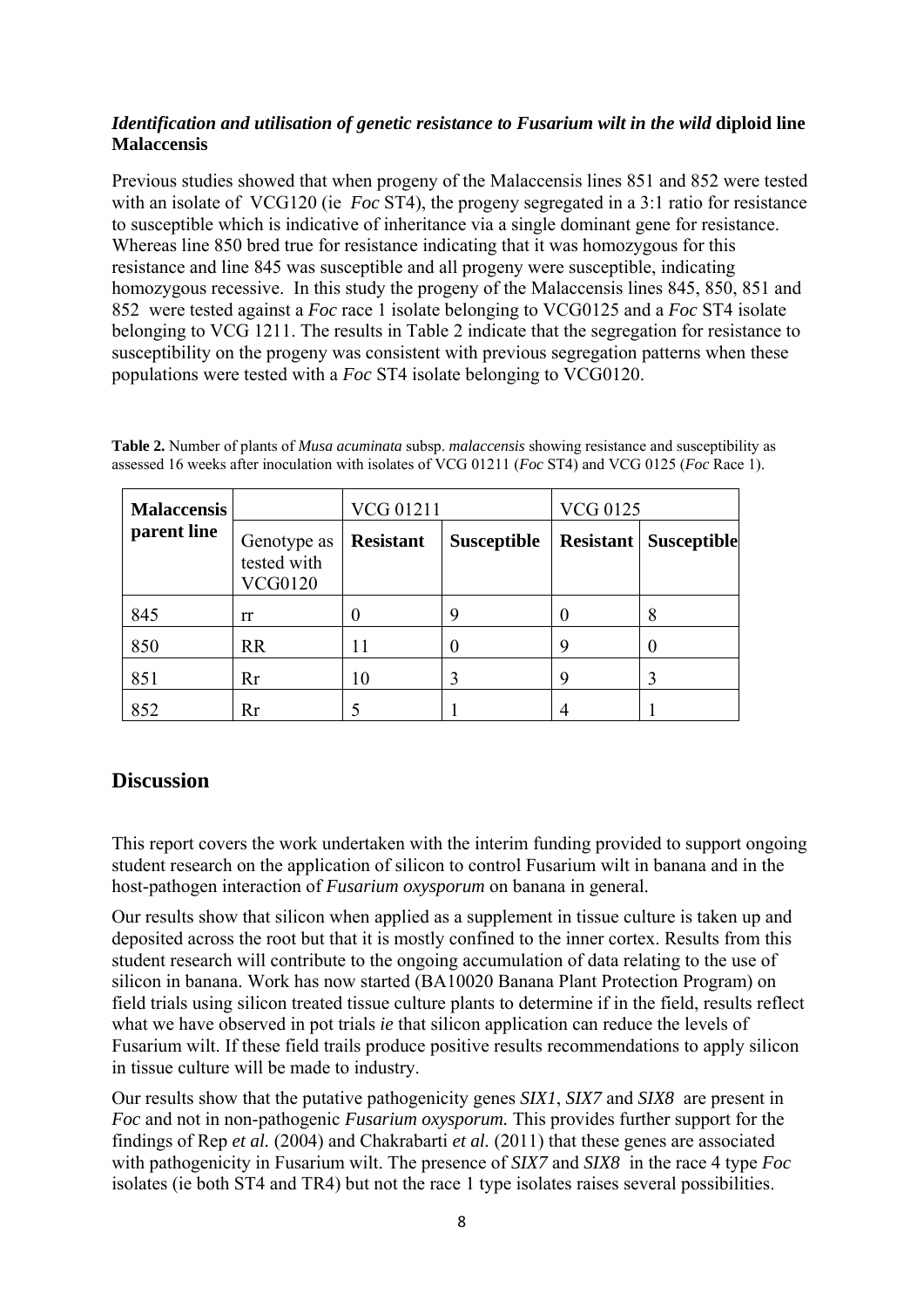### *Identification and utilisation of genetic resistance to Fusarium wilt in the wild* **diploid line Malaccensis**

Previous studies showed that when progeny of the Malaccensis lines 851 and 852 were tested with an isolate of VCG120 (ie *Foc* ST4), the progeny segregated in a 3:1 ratio for resistance to susceptible which is indicative of inheritance via a single dominant gene for resistance. Whereas line 850 bred true for resistance indicating that it was homozygous for this resistance and line 845 was susceptible and all progeny were susceptible, indicating homozygous recessive. In this study the progeny of the Malaccensis lines 845, 850, 851 and 852 were tested against a *Foc* race 1 isolate belonging to VCG0125 and a *Foc* ST4 isolate belonging to VCG 1211. The results in Table 2 indicate that the segregation for resistance to susceptibility on the progeny was consistent with previous segregation patterns when these populations were tested with a *Foc* ST4 isolate belonging to VCG0120.

**Table 2.** Number of plants of *Musa acuminata* subsp. *malaccensis* showing resistance and susceptibility as assessed 16 weeks after inoculation with isolates of VCG 01211 (*Foc* ST4) and VCG 0125 (*Foc* Race 1).

| **Malaccensis parent line** | | VCG 01211 | | VCG 0125 | |
|---|---|---|---|---|---|
| | Genotype as tested with VCG0120 | **Resistant** | **Susceptible** | **Resistant** | **Susceptible** |
| 845 | rr | 0 | 9 | 0 | 8 |
| 850 | RR | 11 | 0 | 9 | 0 |
| 851 | Rr | 10 | 3 | 9 | 3 |
| 852 | Rr | 5 | 1 | 4 | 1 |

## Discussion

This report covers the work undertaken with the interim funding provided to support ongoing student research on the application of silicon to control Fusarium wilt in banana and in the host-pathogen interaction of *Fusarium oxysporum* on banana in general.

Our results show that silicon when applied as a supplement in tissue culture is taken up and deposited across the root but that it is mostly confined to the inner cortex. Results from this student research will contribute to the ongoing accumulation of data relating to the use of silicon in banana. Work has now started (BA10020 Banana Plant Protection Program) on field trials using silicon treated tissue culture plants to determine if in the field, results reflect what we have observed in pot trials *ie* that silicon application can reduce the levels of Fusarium wilt. If these field trails produce positive results recommendations to apply silicon in tissue culture will be made to industry.

Our results show that the putative pathogenicity genes *SIX1*, *SIX7* and *SIX8* are present in *Foc* and not in non-pathogenic *Fusarium oxysporum.* This provides further support for the findings of Rep *et al.* (2004) and Chakrabarti *et al.* (2011) that these genes are associated with pathogenicity in Fusarium wilt. The presence of *SIX7* and *SIX8* in the race 4 type *Foc* isolates (ie both ST4 and TR4) but not the race 1 type isolates raises several possibilities.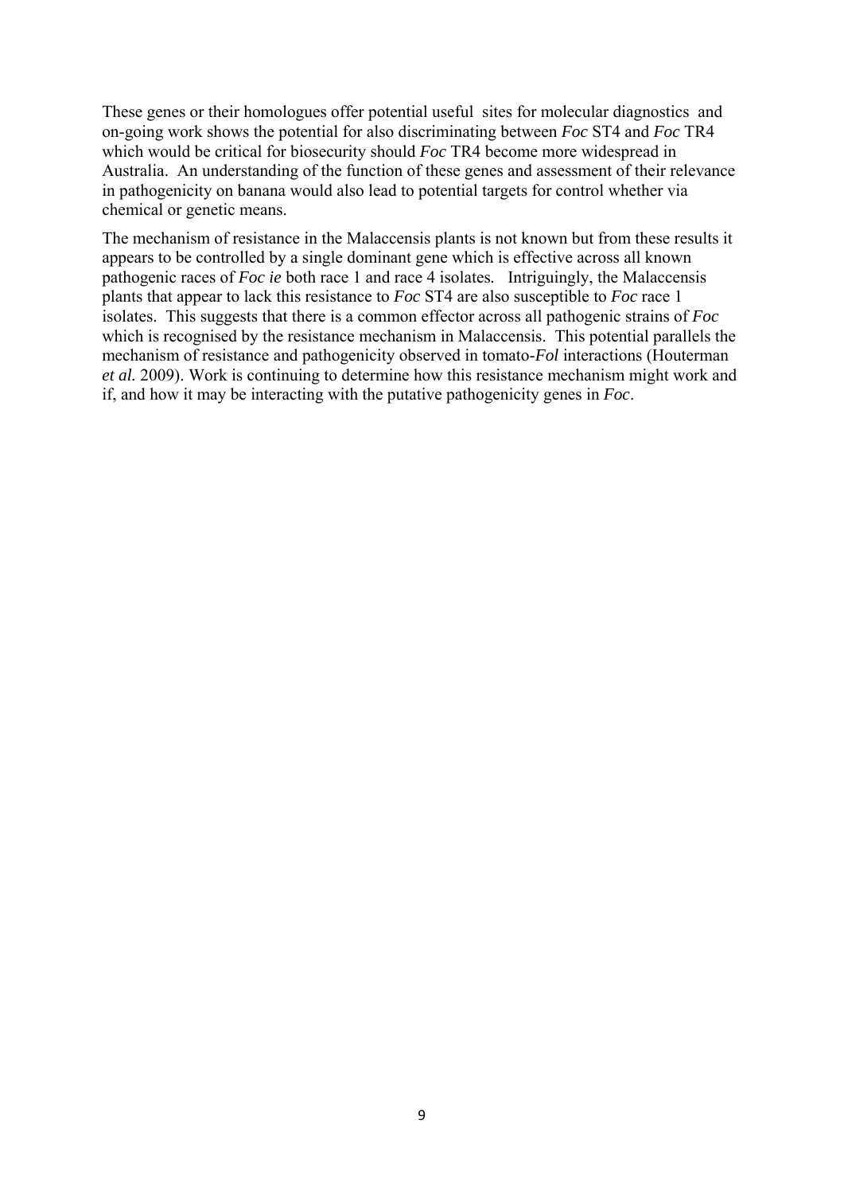These genes or their homologues offer potential useful sites for molecular diagnostics and on-going work shows the potential for also discriminating between *Foc* ST4 and *Foc* TR4 which would be critical for biosecurity should *Foc* TR4 become more widespread in Australia. An understanding of the function of these genes and assessment of their relevance in pathogenicity on banana would also lead to potential targets for control whether via chemical or genetic means.

The mechanism of resistance in the Malaccensis plants is not known but from these results it appears to be controlled by a single dominant gene which is effective across all known pathogenic races of *Foc ie* both race 1 and race 4 isolates. Intriguingly, the Malaccensis plants that appear to lack this resistance to *Foc* ST4 are also susceptible to *Foc* race 1 isolates. This suggests that there is a common effector across all pathogenic strains of *Foc* which is recognised by the resistance mechanism in Malaccensis. This potential parallels the mechanism of resistance and pathogenicity observed in tomato-*Fol* interactions (Houterman *et al.* 2009). Work is continuing to determine how this resistance mechanism might work and if, and how it may be interacting with the putative pathogenicity genes in *Foc*.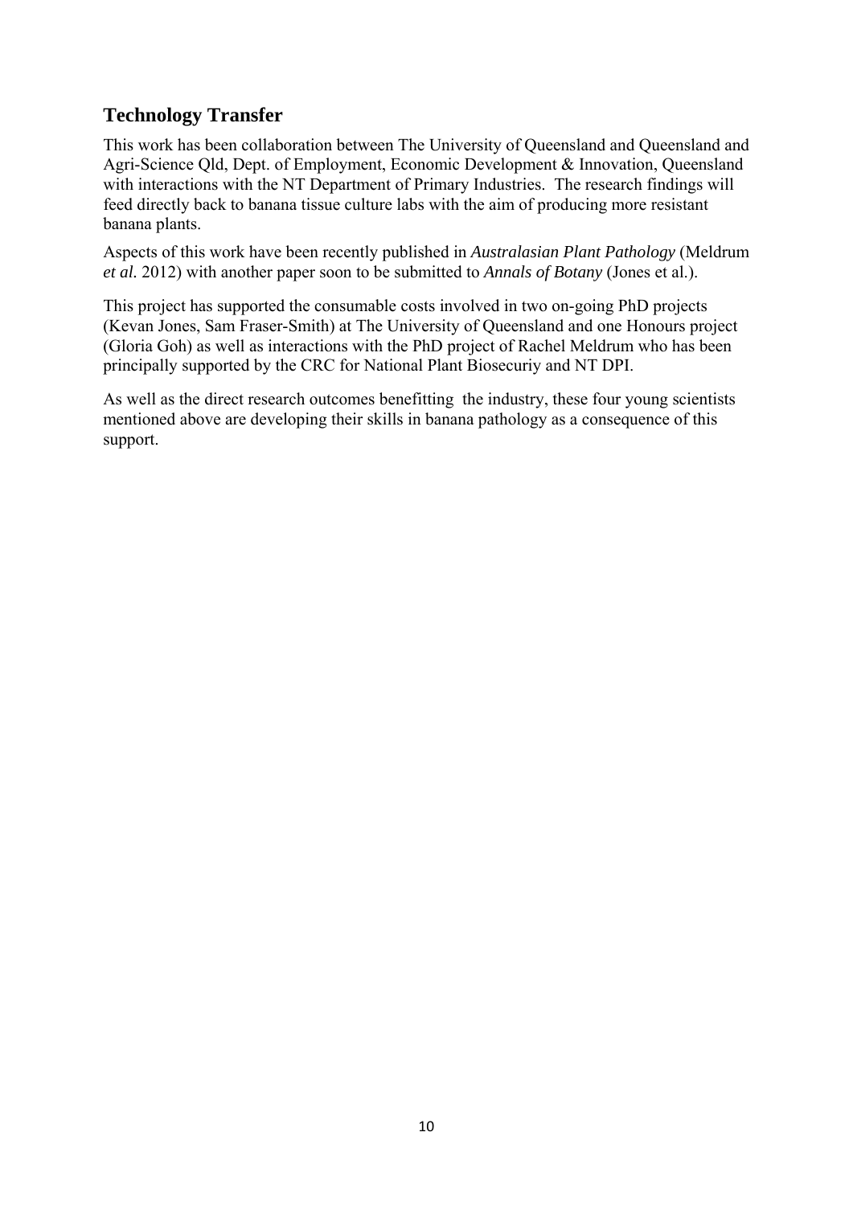## Technology Transfer

This work has been collaboration between The University of Queensland and Queensland and Agri-Science Qld, Dept. of Employment, Economic Development & Innovation, Queensland with interactions with the NT Department of Primary Industries. The research findings will feed directly back to banana tissue culture labs with the aim of producing more resistant banana plants.

Aspects of this work have been recently published in *Australasian Plant Pathology* (Meldrum *et al.* 2012) with another paper soon to be submitted to *Annals of Botany* (Jones et al.).

This project has supported the consumable costs involved in two on-going PhD projects (Kevan Jones, Sam Fraser-Smith) at The University of Queensland and one Honours project (Gloria Goh) as well as interactions with the PhD project of Rachel Meldrum who has been principally supported by the CRC for National Plant Biosecuriy and NT DPI.

As well as the direct research outcomes benefitting the industry, these four young scientists mentioned above are developing their skills in banana pathology as a consequence of this support.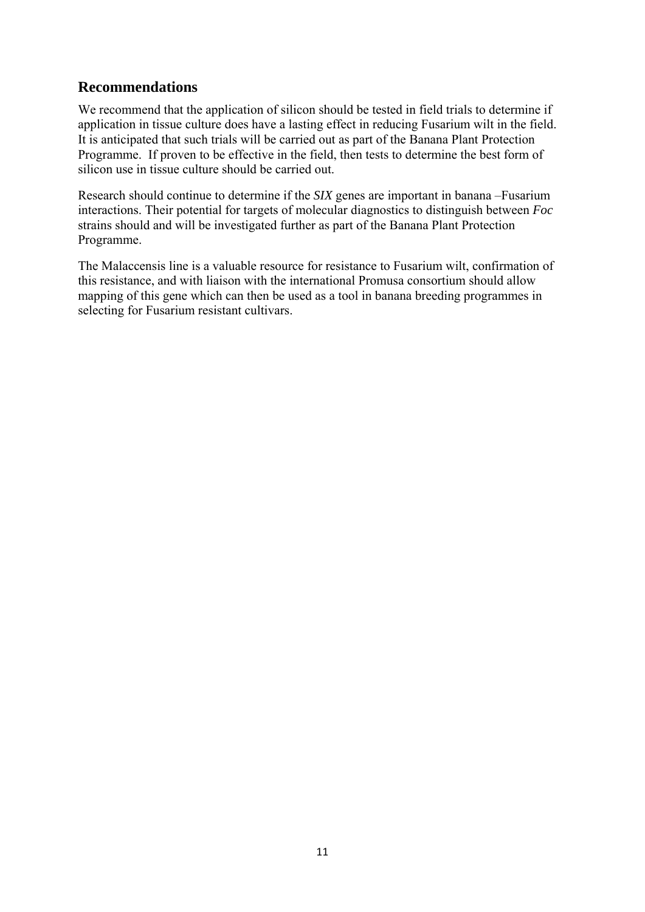## Recommendations

We recommend that the application of silicon should be tested in field trials to determine if application in tissue culture does have a lasting effect in reducing Fusarium wilt in the field. It is anticipated that such trials will be carried out as part of the Banana Plant Protection Programme. If proven to be effective in the field, then tests to determine the best form of silicon use in tissue culture should be carried out.

Research should continue to determine if the *SIX* genes are important in banana –Fusarium interactions. Their potential for targets of molecular diagnostics to distinguish between *Foc* strains should and will be investigated further as part of the Banana Plant Protection Programme.

The Malaccensis line is a valuable resource for resistance to Fusarium wilt, confirmation of this resistance, and with liaison with the international Promusa consortium should allow mapping of this gene which can then be used as a tool in banana breeding programmes in selecting for Fusarium resistant cultivars.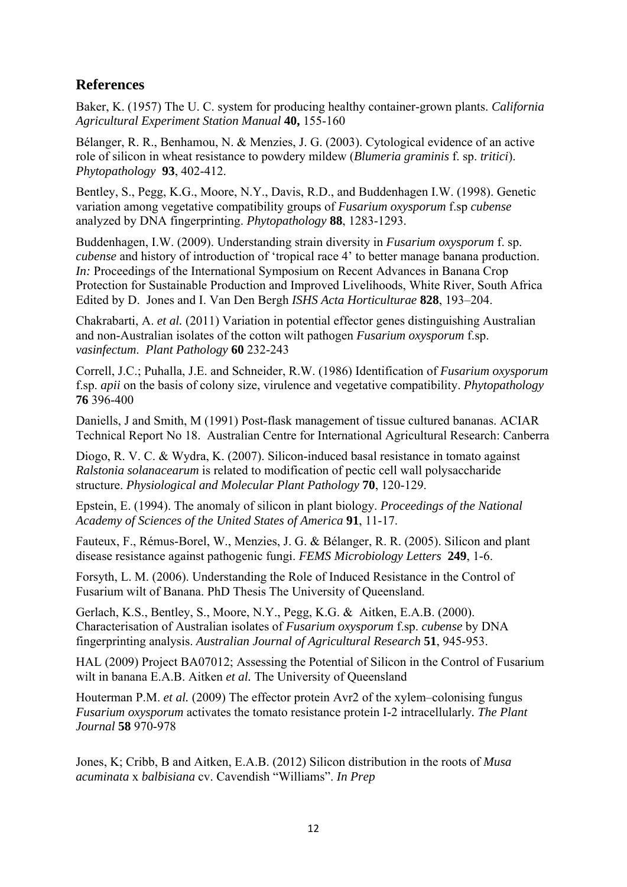## References

Baker, K. (1957) The U. C. system for producing healthy container-grown plants. *California Agricultural Experiment Station Manual* **40,** 155-160

Bélanger, R. R., Benhamou, N. & Menzies, J. G. (2003). Cytological evidence of an active role of silicon in wheat resistance to powdery mildew (*Blumeria graminis* f. sp. *tritici*). *Phytopathology* **93**, 402-412.

Bentley, S., Pegg, K.G., Moore, N.Y., Davis, R.D., and Buddenhagen I.W. (1998). Genetic variation among vegetative compatibility groups of *Fusarium oxysporum* f.sp *cubense* analyzed by DNA fingerprinting. *Phytopathology* **88**, 1283-1293.

Buddenhagen, I.W. (2009). Understanding strain diversity in *Fusarium oxysporum* f. sp. *cubense* and history of introduction of 'tropical race 4' to better manage banana production. *In:* Proceedings of the International Symposium on Recent Advances in Banana Crop Protection for Sustainable Production and Improved Livelihoods, White River, South Africa Edited by D. Jones and I. Van Den Bergh *ISHS Acta Horticulturae* **828**, 193–204.

Chakrabarti, A. *et al.* (2011) Variation in potential effector genes distinguishing Australian and non-Australian isolates of the cotton wilt pathogen *Fusarium oxysporum* f.sp. *vasinfectum*. *Plant Pathology* **60** 232-243

Correll, J.C.; Puhalla, J.E. and Schneider, R.W. (1986) Identification of *Fusarium oxysporum* f.sp. *apii* on the basis of colony size, virulence and vegetative compatibility. *Phytopathology* **76** 396-400

Daniells, J and Smith, M (1991) Post-flask management of tissue cultured bananas. ACIAR Technical Report No 18. Australian Centre for International Agricultural Research: Canberra

Diogo, R. V. C. & Wydra, K. (2007). Silicon-induced basal resistance in tomato against *Ralstonia solanacearum* is related to modification of pectic cell wall polysaccharide structure. *Physiological and Molecular Plant Pathology* **70**, 120-129.

Epstein, E. (1994). The anomaly of silicon in plant biology. *Proceedings of the National Academy of Sciences of the United States of America* **91**, 11-17.

Fauteux, F., Rémus-Borel, W., Menzies, J. G. & Bélanger, R. R. (2005). Silicon and plant disease resistance against pathogenic fungi. *FEMS Microbiology Letters* **249**, 1-6.

Forsyth, L. M. (2006). Understanding the Role of Induced Resistance in the Control of Fusarium wilt of Banana. PhD Thesis The University of Queensland.

Gerlach, K.S., Bentley, S., Moore, N.Y., Pegg, K.G. & Aitken, E.A.B. (2000). Characterisation of Australian isolates of *Fusarium oxysporum* f.sp. *cubense* by DNA fingerprinting analysis. *Australian Journal of Agricultural Research* **51**, 945-953.

HAL (2009) Project BA07012; Assessing the Potential of Silicon in the Control of Fusarium wilt in banana E.A.B. Aitken *et al.* The University of Queensland

Houterman P.M. *et al.* (2009) The effector protein Avr2 of the xylem–colonising fungus *Fusarium oxysporum* activates the tomato resistance protein I-2 intracellularly. *The Plant Journal* **58** 970-978

Jones, K; Cribb, B and Aitken, E.A.B. (2012) Silicon distribution in the roots of *Musa acuminata* x *balbisiana* cv. Cavendish "Williams". *In Prep*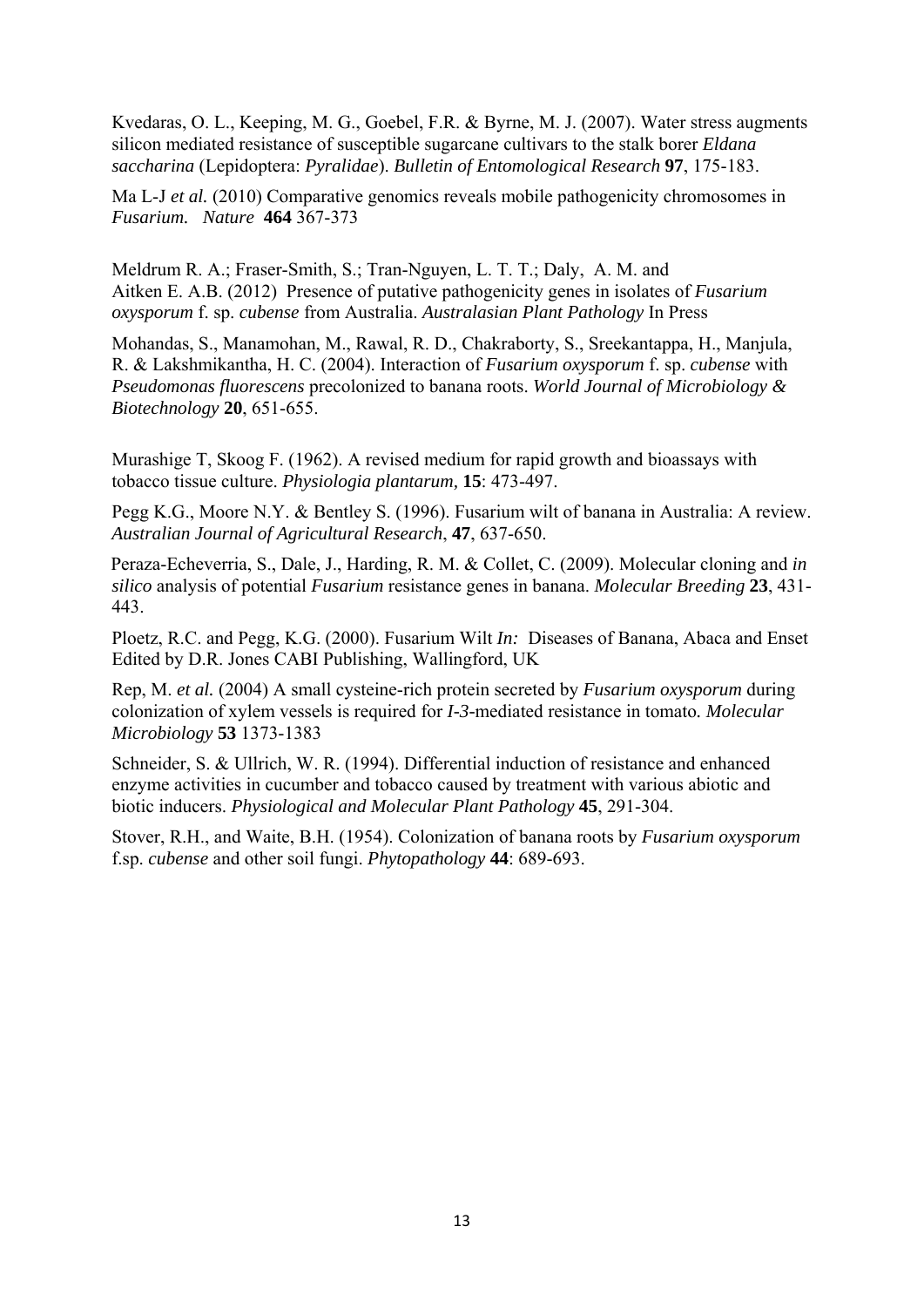Kvedaras, O. L., Keeping, M. G., Goebel, F.R. & Byrne, M. J. (2007). Water stress augments silicon mediated resistance of susceptible sugarcane cultivars to the stalk borer *Eldana saccharina* (Lepidoptera: *Pyralidae*). *Bulletin of Entomological Research* **97**, 175-183.

Ma L-J *et al.* (2010) Comparative genomics reveals mobile pathogenicity chromosomes in *Fusarium. Nature* **464** 367-373

Meldrum R. A.; Fraser-Smith, S.; Tran-Nguyen, L. T. T.; Daly, A. M. and Aitken E. A.B. (2012) Presence of putative pathogenicity genes in isolates of *Fusarium oxysporum* f. sp. *cubense* from Australia. *Australasian Plant Pathology* In Press

Mohandas, S., Manamohan, M., Rawal, R. D., Chakraborty, S., Sreekantappa, H., Manjula, R. & Lakshmikantha, H. C. (2004). Interaction of *Fusarium oxysporum* f. sp. *cubense* with *Pseudomonas fluorescens* precolonized to banana roots. *World Journal of Microbiology & Biotechnology* **20**, 651-655.

Murashige T, Skoog F. (1962). A revised medium for rapid growth and bioassays with tobacco tissue culture. *Physiologia plantarum,* **15**: 473-497.

Pegg K.G., Moore N.Y. & Bentley S. (1996). Fusarium wilt of banana in Australia: A review. *Australian Journal of Agricultural Research*, **47**, 637-650.

Peraza-Echeverria, S., Dale, J., Harding, R. M. & Collet, C. (2009). Molecular cloning and *in silico* analysis of potential *Fusarium* resistance genes in banana. *Molecular Breeding* **23**, 431-443.

Ploetz, R.C. and Pegg, K.G. (2000). Fusarium Wilt *In:* Diseases of Banana, Abaca and Enset Edited by D.R. Jones CABI Publishing, Wallingford, UK

Rep, M. *et al.* (2004) A small cysteine-rich protein secreted by *Fusarium oxysporum* during colonization of xylem vessels is required for *I-3*-mediated resistance in tomato. *Molecular Microbiology* **53** 1373-1383

Schneider, S. & Ullrich, W. R. (1994). Differential induction of resistance and enhanced enzyme activities in cucumber and tobacco caused by treatment with various abiotic and biotic inducers. *Physiological and Molecular Plant Pathology* **45**, 291-304.

Stover, R.H., and Waite, B.H. (1954). Colonization of banana roots by *Fusarium oxysporum* f.sp. *cubense* and other soil fungi. *Phytopathology* **44**: 689-693.